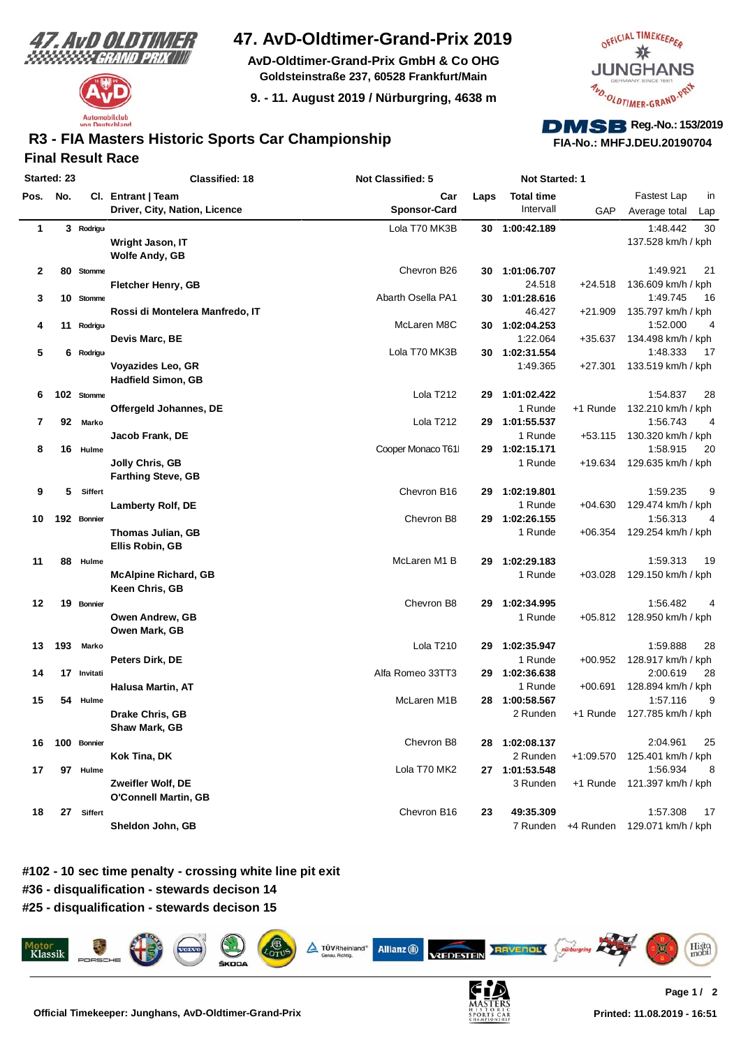# 47. AvD-Oldtimer-Grand-Prix 2019

**AvD-Oldtimer-Grand-Prix GmbH & Co OHG**
**Goldsteinstraße 237, 60528 Frankfurt/Main**

**9. - 11. August 2019 / Nürburgring, 4638 m**

**DMSB Reg.-No.: 153/2019**
**FIA-No.: MHFJ.DEU.20190704**

## R3 - FIA Masters Historic Sports Car Championship

### Final Result Race

**Started: 23** | **Classified: 18** | **Not Classified: 5** | **Not Started: 1**

| Pos. | No. | Cl. | Entrant \| Team / Driver, City, Nation, Licence | Car / Sponsor-Card | Laps | Total time / Intervall | GAP | Fastest Lap / Average total | in Lap |
|---|---|---|---|---|---|---|---|---|---|
| 1 | 3 | Rodrigu | Wright Jason, IT<br>Wolfe Andy, GB | Lola T70 MK3B | 30 | 1:00:42.189 | | 1:48.442<br>137.528 km/h / kph | 30 |
| 2 | 80 | Stomme | Fletcher Henry, GB | Chevron B26 | 30 | 1:01:06.707<br>24.518 | +24.518 | 1:49.921<br>136.609 km/h / kph | 21 |
| 3 | 10 | Stomme | Rossi di Montelera Manfredo, IT | Abarth Osella PA1 | 30 | 1:01:28.616<br>46.427 | +21.909 | 1:49.745<br>135.797 km/h / kph | 16 |
| 4 | 11 | Rodrigu | Devis Marc, BE | McLaren M8C | 30 | 1:02:04.253<br>1:22.064 | +35.637 | 1:52.000<br>134.498 km/h / kph | 4 |
| 5 | 6 | Rodrigu | Voyazides Leo, GR<br>Hadfield Simon, GB | Lola T70 MK3B | 30 | 1:02:31.554<br>1:49.365 | +27.301 | 1:48.333<br>133.519 km/h / kph | 17 |
| 6 | 102 | Stomme | Offergeld Johannes, DE | Lola T212 | 29 | 1:01:02.422<br>1 Runde | +1 Runde | 1:54.837<br>132.210 km/h / kph | 28 |
| 7 | 92 | Marko | Jacob Frank, DE | Lola T212 | 29 | 1:01:55.537<br>1 Runde | +53.115 | 1:56.743<br>130.320 km/h / kph | 4 |
| 8 | 16 | Hulme | Jolly Chris, GB<br>Farthing Steve, GB | Cooper Monaco T61 | 29 | 1:02:15.171<br>1 Runde | +19.634 | 1:58.915<br>129.635 km/h / kph | 20 |
| 9 | 5 | Siffert | Lamberty Rolf, DE | Chevron B16 | 29 | 1:02:19.801<br>1 Runde | +04.630 | 1:59.235<br>129.474 km/h / kph | 9 |
| 10 | 192 | Bonnier | Thomas Julian, GB<br>Ellis Robin, GB | Chevron B8 | 29 | 1:02:26.155<br>1 Runde | +06.354 | 1:56.313<br>129.254 km/h / kph | 4 |
| 11 | 88 | Hulme | McAlpine Richard, GB<br>Keen Chris, GB | McLaren M1 B | 29 | 1:02:29.183<br>1 Runde | +03.028 | 1:59.313<br>129.150 km/h / kph | 19 |
| 12 | 19 | Bonnier | Owen Andrew, GB<br>Owen Mark, GB | Chevron B8 | 29 | 1:02:34.995<br>1 Runde | +05.812 | 1:56.482<br>128.950 km/h / kph | 4 |
| 13 | 193 | Marko | Peters Dirk, DE | Lola T210 | 29 | 1:02:35.947<br>1 Runde | +00.952 | 1:59.888<br>128.917 km/h / kph | 28 |
| 14 | 17 | Invitati | Halusa Martin, AT | Alfa Romeo 33TT3 | 29 | 1:02:36.638<br>1 Runde | +00.691 | 2:00.619<br>128.894 km/h / kph | 28 |
| 15 | 54 | Hulme | Drake Chris, GB<br>Shaw Mark, GB | McLaren M1B | 28 | 1:00:58.567<br>2 Runden | +1 Runde | 1:57.116<br>127.785 km/h / kph | 9 |
| 16 | 100 | Bonnier | Kok Tina, DK | Chevron B8 | 28 | 1:02:08.137<br>2 Runden | +1:09.570 | 2:04.961<br>125.401 km/h / kph | 25 |
| 17 | 97 | Hulme | Zweifler Wolf, DE<br>O'Connell Martin, GB | Lola T70 MK2 | 27 | 1:01:53.548<br>3 Runden | +1 Runde | 1:56.934<br>121.397 km/h / kph | 8 |
| 18 | 27 | Siffert | Sheldon John, GB | Chevron B16 | 23 | 49:35.309<br>7 Runden | +4 Runden | 1:57.308<br>129.071 km/h / kph | 17 |

**#102 - 10 sec time penalty - crossing white line pit exit**

**#36 - disqualification - stewards decison 14**

**#25 - disqualification - stewards decison 15**

**Official Timekeeper: Junghans, AvD-Oldtimer-Grand-Prix**

**Printed: 11.08.2019 - 16:51**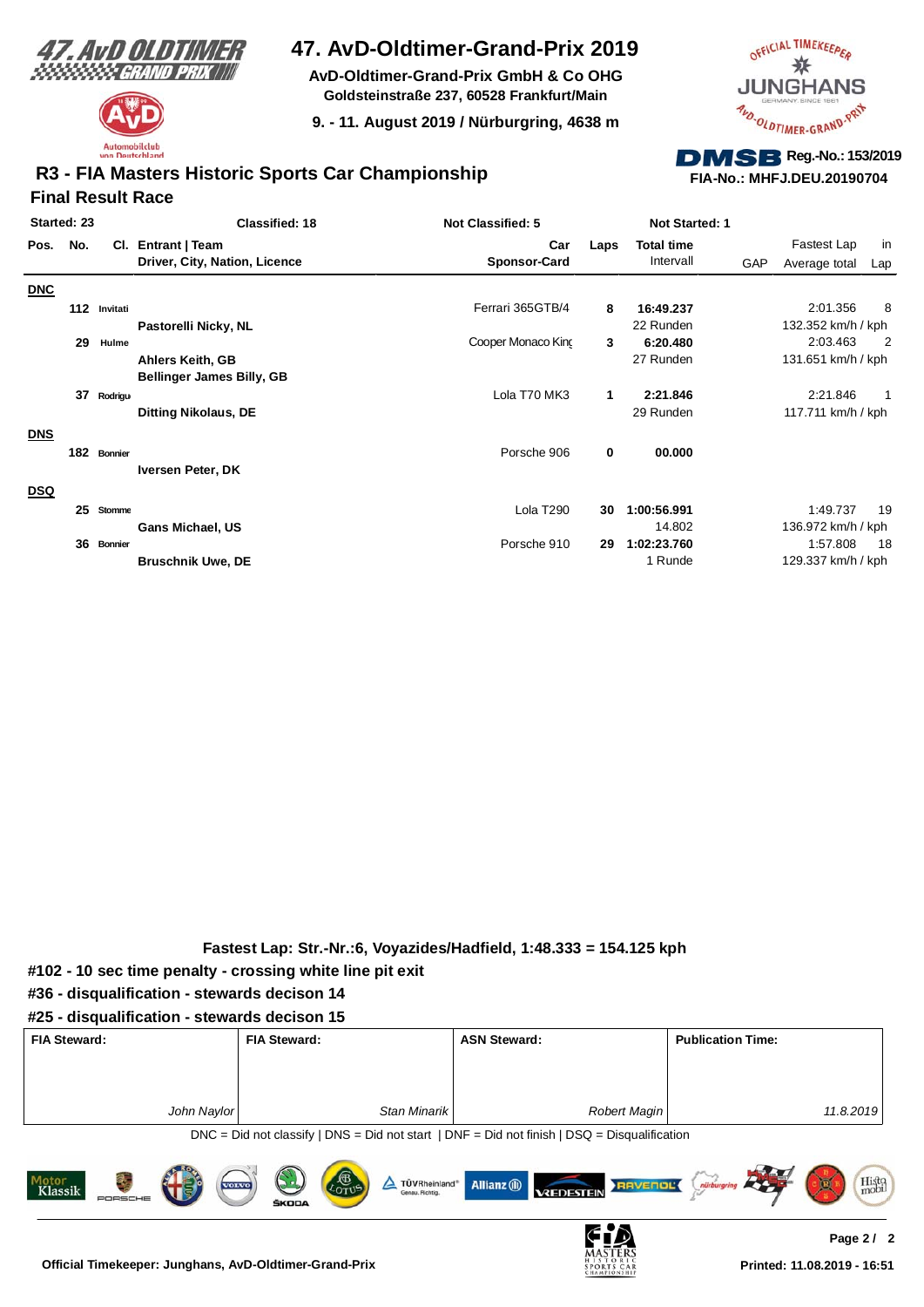# 47. AvD-Oldtimer-Grand-Prix 2019

**AvD-Oldtimer-Grand-Prix GmbH & Co OHG**
**Goldsteinstraße 237, 60528 Frankfurt/Main**

**9. - 11. August 2019 / Nürburgring, 4638 m**

**DMSB Reg.-No.: 153/2019**
**FIA-No.: MHFJ.DEU.20190704**

## R3 - FIA Masters Historic Sports Car Championship

### Final Result Race

**Started: 23** | **Classified: 18** | **Not Classified: 5** | **Not Started: 1**

| Pos. | No. | Cl. | Entrant \| Team / Driver, City, Nation, Licence | Car / Sponsor-Card | Laps | Total time / Intervall | GAP | Fastest Lap / Average total | in Lap |
|---|---|---|---|---|---|---|---|---|---|
| **DNC** | | | | | | | | | |
| | 112 | Invitati | | Ferrari 365GTB/4 | 8 | 16:49.237 | | 2:01.356 | 8 |
| | | | Pastorelli Nicky, NL | | | 22 Runden | | 132.352 km/h / kph | |
| | 29 | Hulme | | Cooper Monaco King | 3 | 6:20.480 | | 2:03.463 | 2 |
| | | | Ahlers Keith, GB / Bellinger James Billy, GB | | | 27 Runden | | 131.651 km/h / kph | |
| | 37 | Rodrigu | | Lola T70 MK3 | 1 | 2:21.846 | | 2:21.846 | 1 |
| | | | Ditting Nikolaus, DE | | | 29 Runden | | 117.711 km/h / kph | |
| **DNS** | | | | | | | | | |
| | 182 | Bonnier | | Porsche 906 | 0 | 00.000 | | | |
| | | | Iversen Peter, DK | | | | | | |
| **DSQ** | | | | | | | | | |
| | 25 | Stomme | | Lola T290 | 30 | 1:00:56.991 | | 1:49.737 | 19 |
| | | | Gans Michael, US | | | 14.802 | | 136.972 km/h / kph | |
| | 36 | Bonnier | | Porsche 910 | 29 | 1:02:23.760 | | 1:57.808 | 18 |
| | | | Bruschnik Uwe, DE | | | 1 Runde | | 129.337 km/h / kph | |

**Fastest Lap: Str.-Nr.:6, Voyazides/Hadfield, 1:48.333 = 154.125 kph**

**#102 - 10 sec time penalty - crossing white line pit exit**

**#36 - disqualification - stewards decison 14**

**#25 - disqualification - stewards decison 15**

| FIA Steward: | FIA Steward: | ASN Steward: | Publication Time: |
|---|---|---|---|
| *John Naylor* | *Stan Minarik* | *Robert Magin* | *11.8.2019* |

DNC = Did not classify | DNS = Did not start | DNF = Did not finish | DSQ = Disqualification

**Official Timekeeper: Junghans, AvD-Oldtimer-Grand-Prix**

**Printed: 11.08.2019 - 16:51**